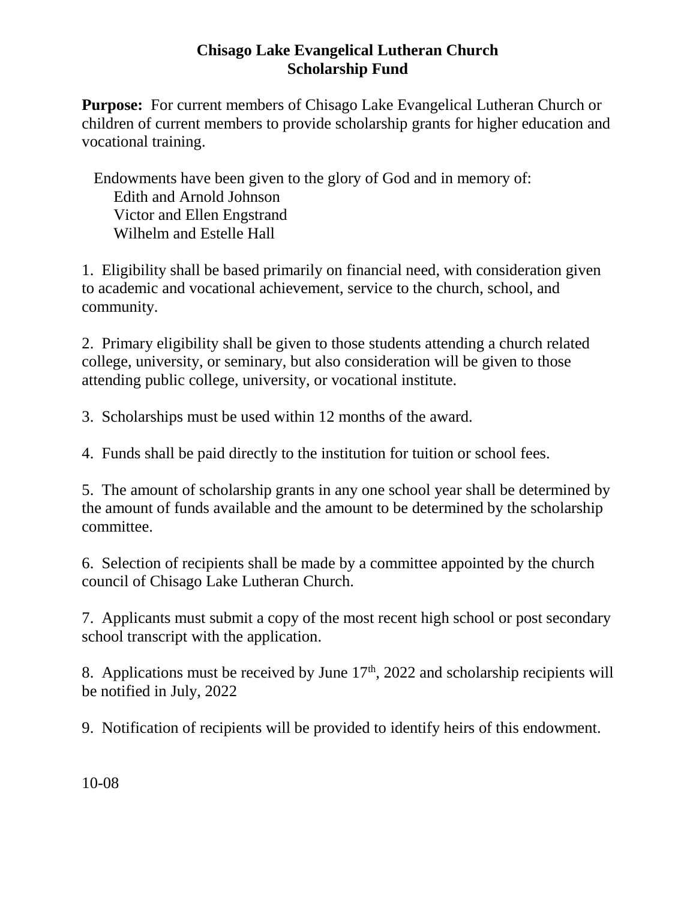# Chisago Lake Evangelical Lutheran Church
## Scholarship Fund

**Purpose:** For current members of Chisago Lake Evangelical Lutheran Church or children of current members to provide scholarship grants for higher education and vocational training.

Endowments have been given to the glory of God and in memory of:
Edith and Arnold Johnson
Victor and Ellen Engstrand
Wilhelm and Estelle Hall

1. Eligibility shall be based primarily on financial need, with consideration given to academic and vocational achievement, service to the church, school, and community.

2. Primary eligibility shall be given to those students attending a church related college, university, or seminary, but also consideration will be given to those attending public college, university, or vocational institute.

3. Scholarships must be used within 12 months of the award.

4. Funds shall be paid directly to the institution for tuition or school fees.

5. The amount of scholarship grants in any one school year shall be determined by the amount of funds available and the amount to be determined by the scholarship committee.

6. Selection of recipients shall be made by a committee appointed by the church council of Chisago Lake Lutheran Church.

7. Applicants must submit a copy of the most recent high school or post secondary school transcript with the application.

8. Applications must be received by June 17th, 2022 and scholarship recipients will be notified in July, 2022

9. Notification of recipients will be provided to identify heirs of this endowment.

10-08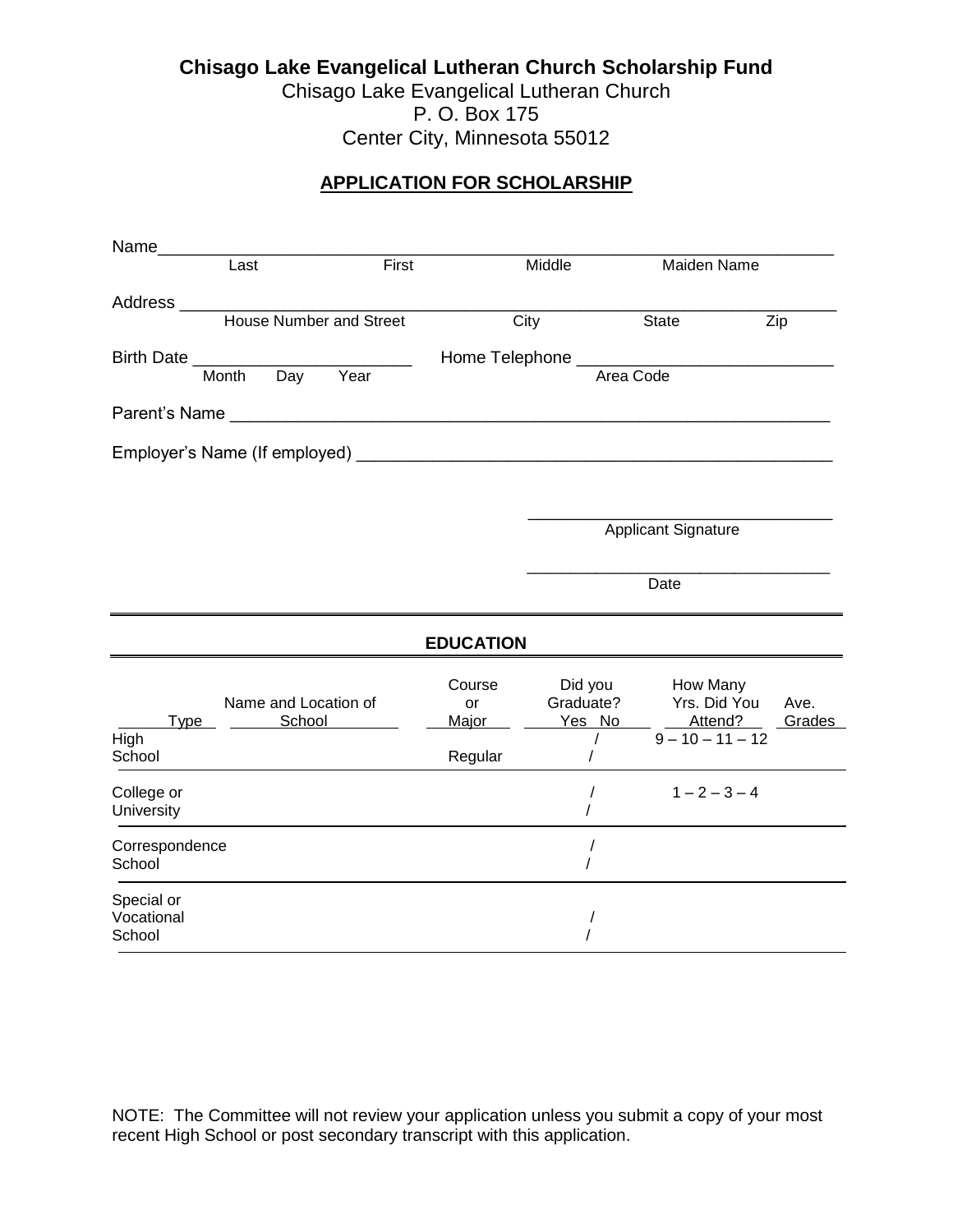**Chisago Lake Evangelical Lutheran Church Scholarship Fund**

Chisago Lake Evangelical Lutheran Church
P. O. Box 175
Center City, Minnesota 55012

## APPLICATION FOR SCHOLARSHIP

Name______________________________________________________________
Last First Middle Maiden Name

Address ____________________________________________________________
House Number and Street City State Zip

Birth Date ______________________ Home Telephone __________________________
Month Day Year Area Code

Parent's Name ______________________________________________________________

Employer's Name (If employed) ______________________________________________

_________________________________
Applicant Signature

_________________________________
Date

### EDUCATION

| Type | Name and Location of School | Course or Major | Did you Graduate? Yes No | How Many Yrs. Did You Attend? | Ave. Grades |
|---|---|---|---|---|---|
| High School | | Regular | / / | 9 – 10 – 11 – 12 | |
| College or University | | | / / | 1 – 2 – 3 – 4 | |
| Correspondence School | | | / / | | |
| Special or Vocational School | | | / / | | |

NOTE: The Committee will not review your application unless you submit a copy of your most recent High School or post secondary transcript with this application.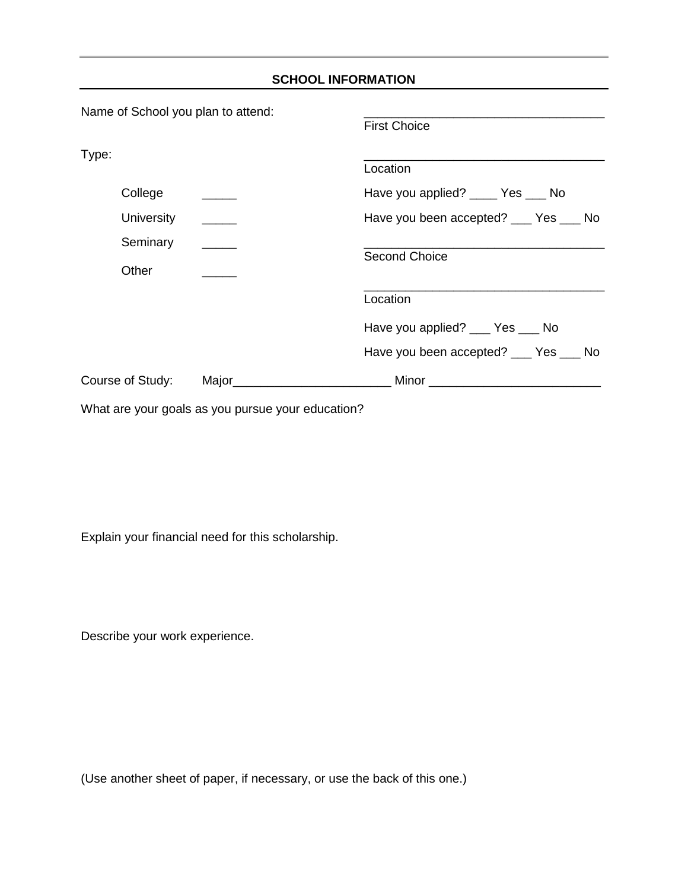## SCHOOL INFORMATION

Name of School you plan to attend: ___________________________________
First Choice

___________________________________
Location

Have you applied? ____ Yes ___ No

Have you been accepted? ___ Yes ___ No

___________________________________
Second Choice

___________________________________
Location

Have you applied? ___ Yes ___ No

Have you been accepted? ___ Yes ___ No

Type:

- College _____
- University _____
- Seminary _____
- Other _____

Course of Study: Major_______________________ Minor _________________________

What are your goals as you pursue your education?

Explain your financial need for this scholarship.

Describe your work experience.

(Use another sheet of paper, if necessary, or use the back of this one.)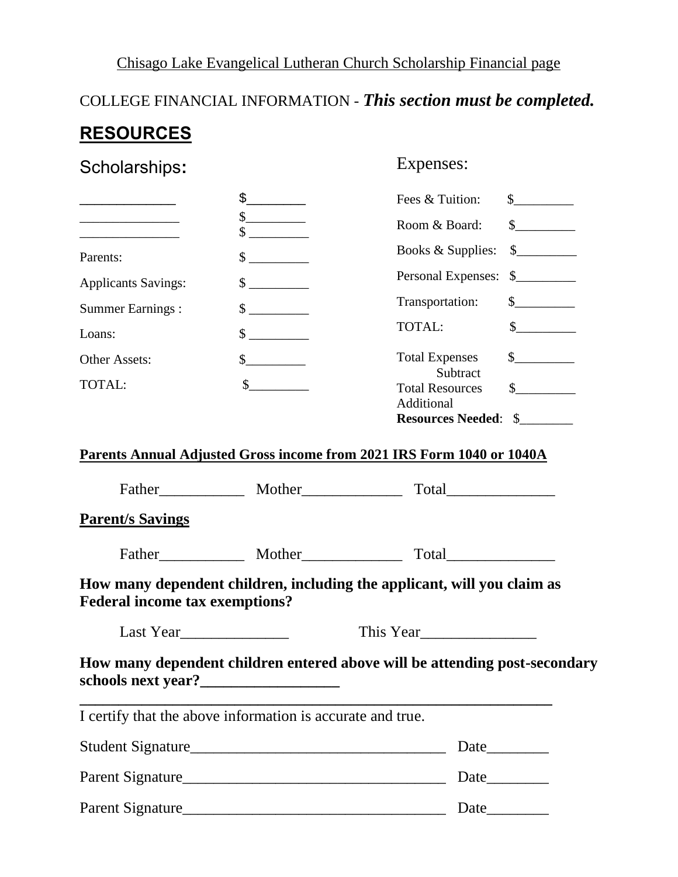Chisago Lake Evangelical Lutheran Church Scholarship Financial page

COLLEGE FINANCIAL INFORMATION - ***This section must be completed.***

## RESOURCES

| Scholarships: | | Expenses: | |
|---|---|---|---|
| _____________ | $________ | Fees & Tuition: | $_________ |
| ______________ | $________ | Room & Board: | $_________ |
| ______________ | $ _________ | Books & Supplies: | $_________ |
| Parents: | $ _________ | Personal Expenses: | $_________ |
| Applicants Savings: | $ _________ | Transportation: | $_________ |
| Summer Earnings : | $ _________ | TOTAL: | $_________ |
| Loans: | $ _________ | | |
| Other Assets: | $_________ | Total Expenses | $_________ |
| TOTAL: | $_________ | Subtract Total Resources | $_________ |
| | | Additional **Resources Needed**: | $________ |

**Parents Annual Adjusted Gross income from 2021 IRS Form 1040 or 1040A**

Father___________ Mother_____________ Total______________

**Parent/s Savings**

Father___________ Mother_____________ Total______________

**How many dependent children, including the applicant, will you claim as Federal income tax exemptions?**

Last Year______________ This Year_______________

**How many dependent children entered above will be attending post-secondary schools next year?__________________**

I certify that the above information is accurate and true.

Student Signature_________________________________ Date________

Parent Signature__________________________________ Date________

Parent Signature__________________________________ Date________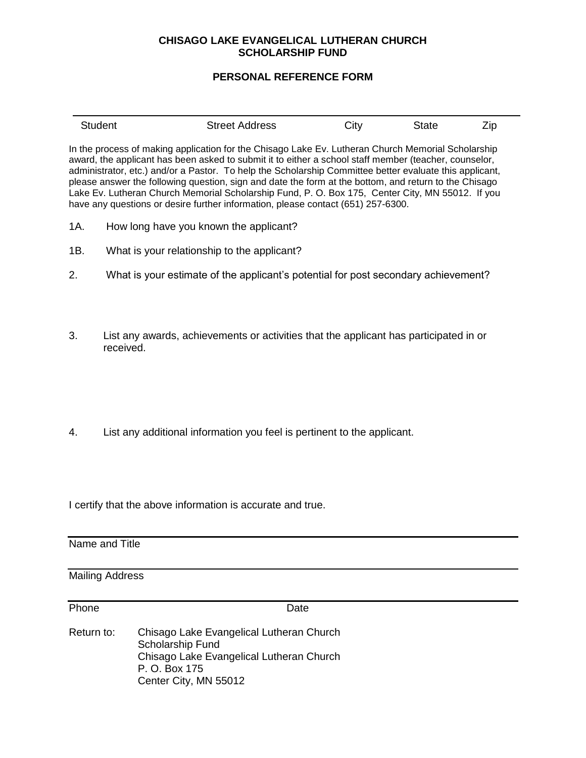**CHISAGO LAKE EVANGELICAL LUTHERAN CHURCH**
**SCHOLARSHIP FUND**

**PERSONAL REFERENCE FORM**

Student          Street Address          City          State          Zip

In the process of making application for the Chisago Lake Ev. Lutheran Church Memorial Scholarship award, the applicant has been asked to submit it to either a school staff member (teacher, counselor, administrator, etc.) and/or a Pastor. To help the Scholarship Committee better evaluate this applicant, please answer the following question, sign and date the form at the bottom, and return to the Chisago Lake Ev. Lutheran Church Memorial Scholarship Fund, P. O. Box 175, Center City, MN 55012. If you have any questions or desire further information, please contact (651) 257-6300.

1A. How long have you known the applicant?

1B. What is your relationship to the applicant?

2. What is your estimate of the applicant's potential for post secondary achievement?

3. List any awards, achievements or activities that the applicant has participated in or received.

4. List any additional information you feel is pertinent to the applicant.

I certify that the above information is accurate and true.

Name and Title

Mailing Address

Phone          Date

Return to: Chisago Lake Evangelical Lutheran Church
Scholarship Fund
Chisago Lake Evangelical Lutheran Church
P. O. Box 175
Center City, MN 55012